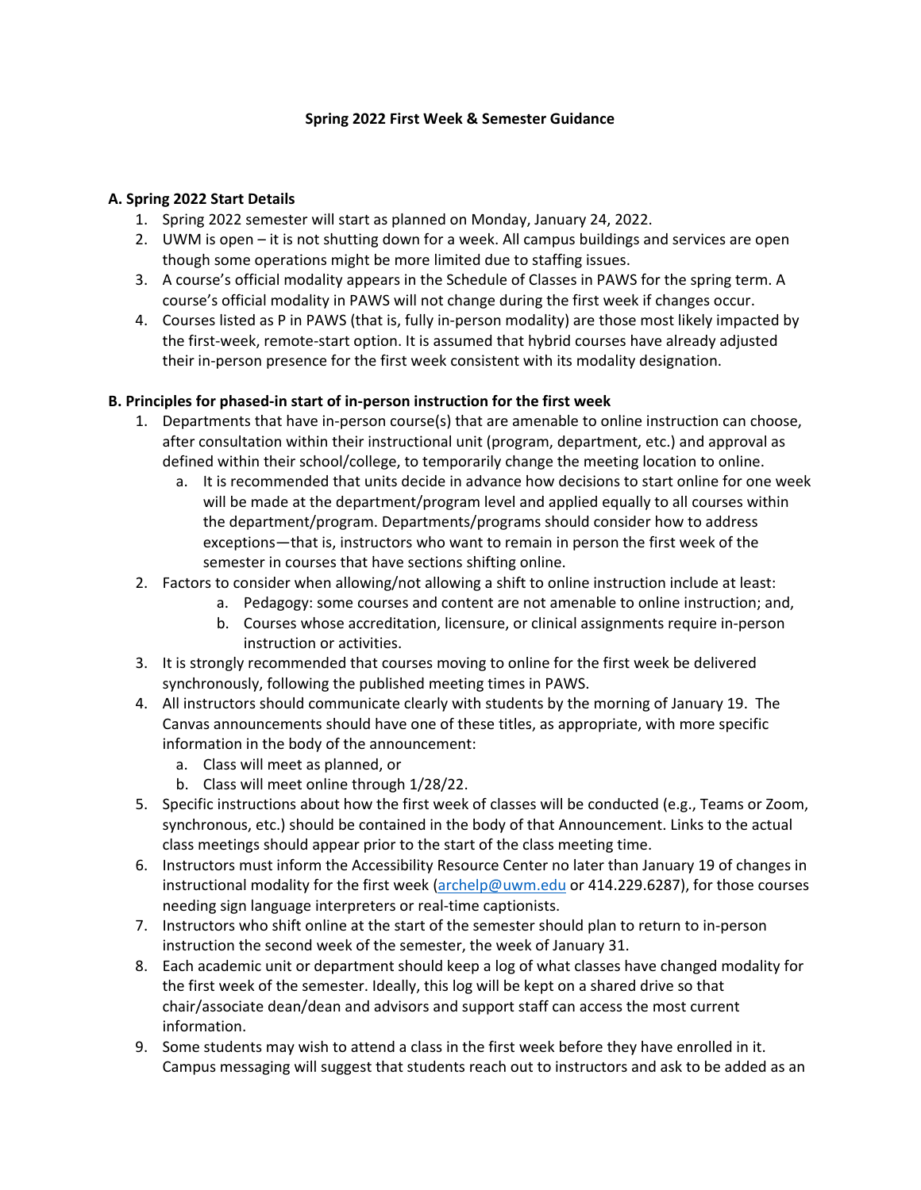**Spring 2022 First Week & Semester Guidance**

**A. Spring 2022 Start Details**

1. Spring 2022 semester will start as planned on Monday, January 24, 2022.
2. UWM is open – it is not shutting down for a week. All campus buildings and services are open though some operations might be more limited due to staffing issues.
3. A course's official modality appears in the Schedule of Classes in PAWS for the spring term. A course's official modality in PAWS will not change during the first week if changes occur.
4. Courses listed as P in PAWS (that is, fully in-person modality) are those most likely impacted by the first-week, remote-start option. It is assumed that hybrid courses have already adjusted their in-person presence for the first week consistent with its modality designation.

**B. Principles for phased-in start of in-person instruction for the first week**

1. Departments that have in-person course(s) that are amenable to online instruction can choose, after consultation within their instructional unit (program, department, etc.) and approval as defined within their school/college, to temporarily change the meeting location to online.
   a. It is recommended that units decide in advance how decisions to start online for one week will be made at the department/program level and applied equally to all courses within the department/program. Departments/programs should consider how to address exceptions—that is, instructors who want to remain in person the first week of the semester in courses that have sections shifting online.
2. Factors to consider when allowing/not allowing a shift to online instruction include at least:
   a. Pedagogy: some courses and content are not amenable to online instruction; and,
   b. Courses whose accreditation, licensure, or clinical assignments require in-person instruction or activities.
3. It is strongly recommended that courses moving to online for the first week be delivered synchronously, following the published meeting times in PAWS.
4. All instructors should communicate clearly with students by the morning of January 19. The Canvas announcements should have one of these titles, as appropriate, with more specific information in the body of the announcement:
   a. Class will meet as planned, or
   b. Class will meet online through 1/28/22.
5. Specific instructions about how the first week of classes will be conducted (e.g., Teams or Zoom, synchronous, etc.) should be contained in the body of that Announcement. Links to the actual class meetings should appear prior to the start of the class meeting time.
6. Instructors must inform the Accessibility Resource Center no later than January 19 of changes in instructional modality for the first week ([archelp@uwm.edu](mailto:archelp@uwm.edu) or 414.229.6287), for those courses needing sign language interpreters or real-time captionists.
7. Instructors who shift online at the start of the semester should plan to return to in-person instruction the second week of the semester, the week of January 31.
8. Each academic unit or department should keep a log of what classes have changed modality for the first week of the semester. Ideally, this log will be kept on a shared drive so that chair/associate dean/dean and advisors and support staff can access the most current information.
9. Some students may wish to attend a class in the first week before they have enrolled in it. Campus messaging will suggest that students reach out to instructors and ask to be added as an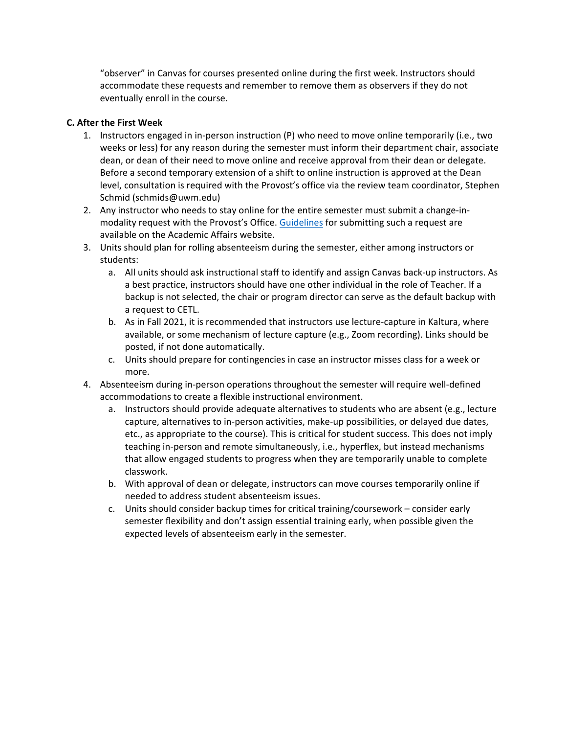"observer" in Canvas for courses presented online during the first week. Instructors should accommodate these requests and remember to remove them as observers if they do not eventually enroll in the course.

**C. After the First Week**

1. Instructors engaged in in-person instruction (P) who need to move online temporarily (i.e., two weeks or less) for any reason during the semester must inform their department chair, associate dean, or dean of their need to move online and receive approval from their dean or delegate. Before a second temporary extension of a shift to online instruction is approved at the Dean level, consultation is required with the Provost's office via the review team coordinator, Stephen Schmid (schmids@uwm.edu)
2. Any instructor who needs to stay online for the entire semester must submit a change-in-modality request with the Provost's Office. Guidelines for submitting such a request are available on the Academic Affairs website.
3. Units should plan for rolling absenteeism during the semester, either among instructors or students:
   a. All units should ask instructional staff to identify and assign Canvas back-up instructors. As a best practice, instructors should have one other individual in the role of Teacher. If a backup is not selected, the chair or program director can serve as the default backup with a request to CETL.
   b. As in Fall 2021, it is recommended that instructors use lecture-capture in Kaltura, where available, or some mechanism of lecture capture (e.g., Zoom recording). Links should be posted, if not done automatically.
   c. Units should prepare for contingencies in case an instructor misses class for a week or more.
4. Absenteeism during in-person operations throughout the semester will require well-defined accommodations to create a flexible instructional environment.
   a. Instructors should provide adequate alternatives to students who are absent (e.g., lecture capture, alternatives to in-person activities, make-up possibilities, or delayed due dates, etc., as appropriate to the course). This is critical for student success. This does not imply teaching in-person and remote simultaneously, i.e., hyperflex, but instead mechanisms that allow engaged students to progress when they are temporarily unable to complete classwork.
   b. With approval of dean or delegate, instructors can move courses temporarily online if needed to address student absenteeism issues.
   c. Units should consider backup times for critical training/coursework – consider early semester flexibility and don't assign essential training early, when possible given the expected levels of absenteeism early in the semester.